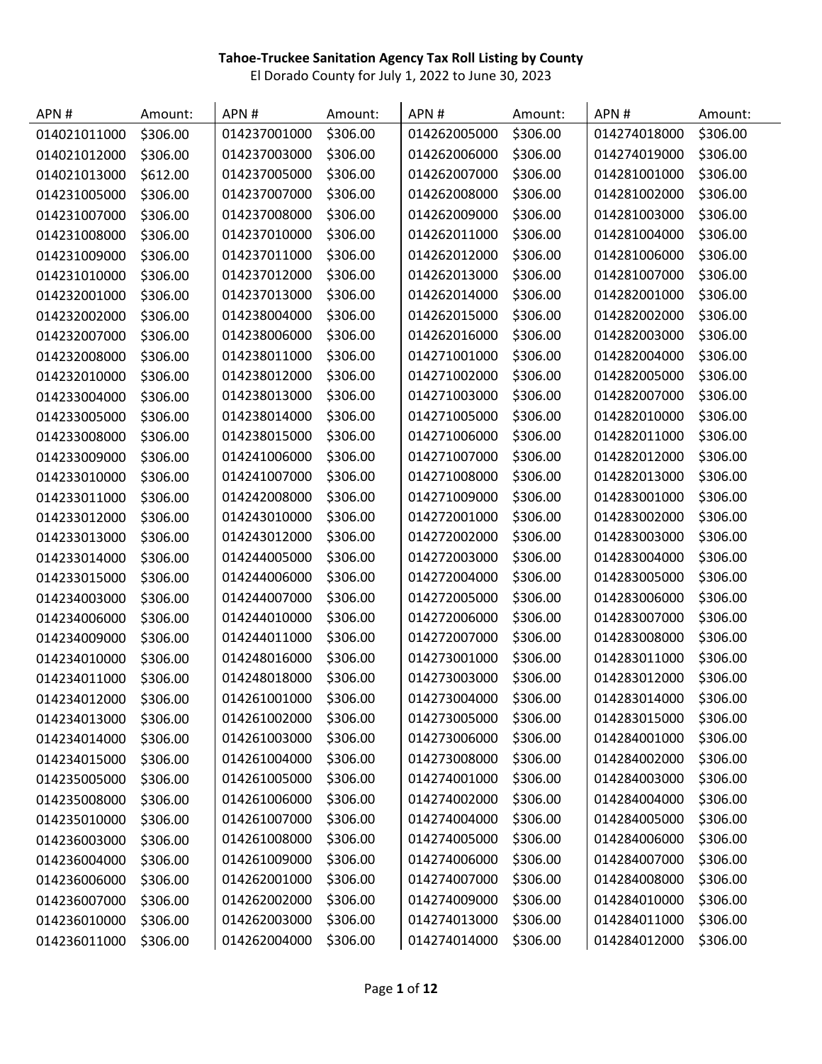**Tahoe-Truckee Sanitation Agency Tax Roll Listing by County**

El Dorado County for July 1, 2022 to June 30, 2023

| APN # | Amount: | APN # | Amount: | APN # | Amount: | APN # | Amount: |
|---|---|---|---|---|---|---|---|
| 014021011000 | $306.00 | 014237001000 | $306.00 | 014262005000 | $306.00 | 014274018000 | $306.00 |
| 014021012000 | $306.00 | 014237003000 | $306.00 | 014262006000 | $306.00 | 014274019000 | $306.00 |
| 014021013000 | $612.00 | 014237005000 | $306.00 | 014262007000 | $306.00 | 014281001000 | $306.00 |
| 014231005000 | $306.00 | 014237007000 | $306.00 | 014262008000 | $306.00 | 014281002000 | $306.00 |
| 014231007000 | $306.00 | 014237008000 | $306.00 | 014262009000 | $306.00 | 014281003000 | $306.00 |
| 014231008000 | $306.00 | 014237010000 | $306.00 | 014262011000 | $306.00 | 014281004000 | $306.00 |
| 014231009000 | $306.00 | 014237011000 | $306.00 | 014262012000 | $306.00 | 014281006000 | $306.00 |
| 014231010000 | $306.00 | 014237012000 | $306.00 | 014262013000 | $306.00 | 014281007000 | $306.00 |
| 014232001000 | $306.00 | 014237013000 | $306.00 | 014262014000 | $306.00 | 014282001000 | $306.00 |
| 014232002000 | $306.00 | 014238004000 | $306.00 | 014262015000 | $306.00 | 014282002000 | $306.00 |
| 014232007000 | $306.00 | 014238006000 | $306.00 | 014262016000 | $306.00 | 014282003000 | $306.00 |
| 014232008000 | $306.00 | 014238011000 | $306.00 | 014271001000 | $306.00 | 014282004000 | $306.00 |
| 014232010000 | $306.00 | 014238012000 | $306.00 | 014271002000 | $306.00 | 014282005000 | $306.00 |
| 014233004000 | $306.00 | 014238013000 | $306.00 | 014271003000 | $306.00 | 014282007000 | $306.00 |
| 014233005000 | $306.00 | 014238014000 | $306.00 | 014271005000 | $306.00 | 014282010000 | $306.00 |
| 014233008000 | $306.00 | 014238015000 | $306.00 | 014271006000 | $306.00 | 014282011000 | $306.00 |
| 014233009000 | $306.00 | 014241006000 | $306.00 | 014271007000 | $306.00 | 014282012000 | $306.00 |
| 014233010000 | $306.00 | 014241007000 | $306.00 | 014271008000 | $306.00 | 014282013000 | $306.00 |
| 014233011000 | $306.00 | 014242008000 | $306.00 | 014271009000 | $306.00 | 014283001000 | $306.00 |
| 014233012000 | $306.00 | 014243010000 | $306.00 | 014272001000 | $306.00 | 014283002000 | $306.00 |
| 014233013000 | $306.00 | 014243012000 | $306.00 | 014272002000 | $306.00 | 014283003000 | $306.00 |
| 014233014000 | $306.00 | 014244005000 | $306.00 | 014272003000 | $306.00 | 014283004000 | $306.00 |
| 014233015000 | $306.00 | 014244006000 | $306.00 | 014272004000 | $306.00 | 014283005000 | $306.00 |
| 014234003000 | $306.00 | 014244007000 | $306.00 | 014272005000 | $306.00 | 014283006000 | $306.00 |
| 014234006000 | $306.00 | 014244010000 | $306.00 | 014272006000 | $306.00 | 014283007000 | $306.00 |
| 014234009000 | $306.00 | 014244011000 | $306.00 | 014272007000 | $306.00 | 014283008000 | $306.00 |
| 014234010000 | $306.00 | 014248016000 | $306.00 | 014273001000 | $306.00 | 014283011000 | $306.00 |
| 014234011000 | $306.00 | 014248018000 | $306.00 | 014273003000 | $306.00 | 014283012000 | $306.00 |
| 014234012000 | $306.00 | 014261001000 | $306.00 | 014273004000 | $306.00 | 014283014000 | $306.00 |
| 014234013000 | $306.00 | 014261002000 | $306.00 | 014273005000 | $306.00 | 014283015000 | $306.00 |
| 014234014000 | $306.00 | 014261003000 | $306.00 | 014273006000 | $306.00 | 014284001000 | $306.00 |
| 014234015000 | $306.00 | 014261004000 | $306.00 | 014273008000 | $306.00 | 014284002000 | $306.00 |
| 014235005000 | $306.00 | 014261005000 | $306.00 | 014274001000 | $306.00 | 014284003000 | $306.00 |
| 014235008000 | $306.00 | 014261006000 | $306.00 | 014274002000 | $306.00 | 014284004000 | $306.00 |
| 014235010000 | $306.00 | 014261007000 | $306.00 | 014274004000 | $306.00 | 014284005000 | $306.00 |
| 014236003000 | $306.00 | 014261008000 | $306.00 | 014274005000 | $306.00 | 014284006000 | $306.00 |
| 014236004000 | $306.00 | 014261009000 | $306.00 | 014274006000 | $306.00 | 014284007000 | $306.00 |
| 014236006000 | $306.00 | 014262001000 | $306.00 | 014274007000 | $306.00 | 014284008000 | $306.00 |
| 014236007000 | $306.00 | 014262002000 | $306.00 | 014274009000 | $306.00 | 014284010000 | $306.00 |
| 014236010000 | $306.00 | 014262003000 | $306.00 | 014274013000 | $306.00 | 014284011000 | $306.00 |
| 014236011000 | $306.00 | 014262004000 | $306.00 | 014274014000 | $306.00 | 014284012000 | $306.00 |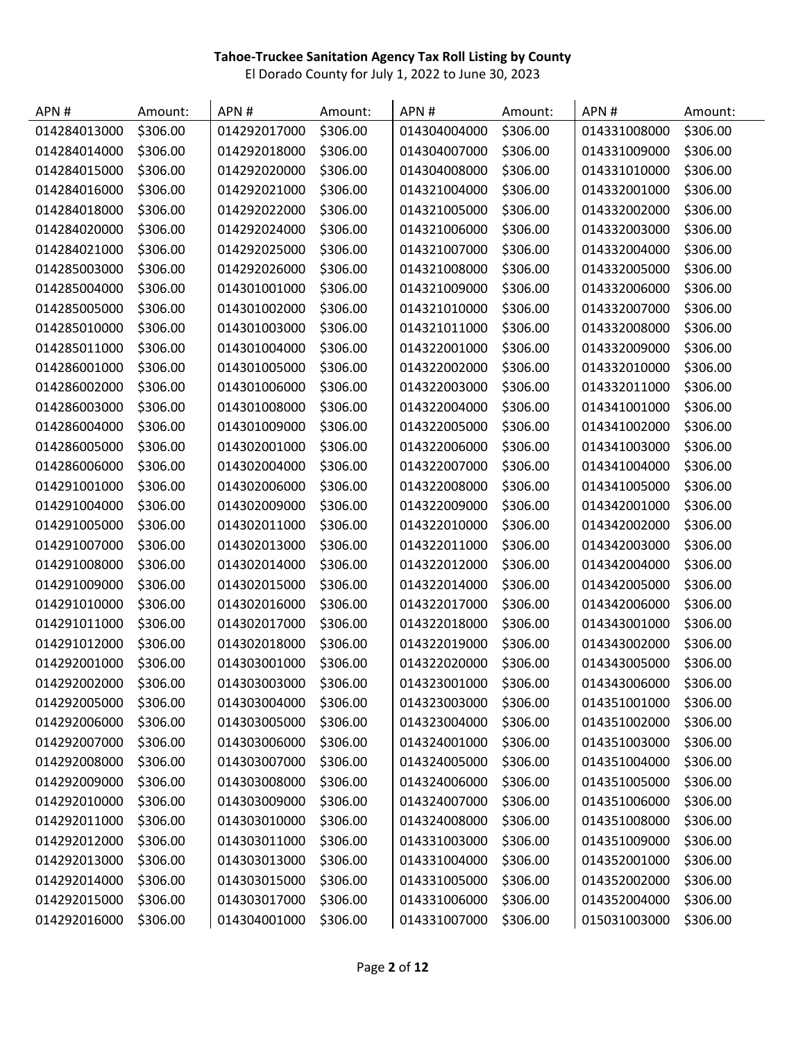**Tahoe-Truckee Sanitation Agency Tax Roll Listing by County**

El Dorado County for July 1, 2022 to June 30, 2023

| APN # | Amount: | APN # | Amount: | APN # | Amount: | APN # | Amount: |
|---|---|---|---|---|---|---|---|
| 014284013000 | $306.00 | 014292017000 | $306.00 | 014304004000 | $306.00 | 014331008000 | $306.00 |
| 014284014000 | $306.00 | 014292018000 | $306.00 | 014304007000 | $306.00 | 014331009000 | $306.00 |
| 014284015000 | $306.00 | 014292020000 | $306.00 | 014304008000 | $306.00 | 014331010000 | $306.00 |
| 014284016000 | $306.00 | 014292021000 | $306.00 | 014321004000 | $306.00 | 014332001000 | $306.00 |
| 014284018000 | $306.00 | 014292022000 | $306.00 | 014321005000 | $306.00 | 014332002000 | $306.00 |
| 014284020000 | $306.00 | 014292024000 | $306.00 | 014321006000 | $306.00 | 014332003000 | $306.00 |
| 014284021000 | $306.00 | 014292025000 | $306.00 | 014321007000 | $306.00 | 014332004000 | $306.00 |
| 014285003000 | $306.00 | 014292026000 | $306.00 | 014321008000 | $306.00 | 014332005000 | $306.00 |
| 014285004000 | $306.00 | 014301001000 | $306.00 | 014321009000 | $306.00 | 014332006000 | $306.00 |
| 014285005000 | $306.00 | 014301002000 | $306.00 | 014321010000 | $306.00 | 014332007000 | $306.00 |
| 014285010000 | $306.00 | 014301003000 | $306.00 | 014321011000 | $306.00 | 014332008000 | $306.00 |
| 014285011000 | $306.00 | 014301004000 | $306.00 | 014322001000 | $306.00 | 014332009000 | $306.00 |
| 014286001000 | $306.00 | 014301005000 | $306.00 | 014322002000 | $306.00 | 014332010000 | $306.00 |
| 014286002000 | $306.00 | 014301006000 | $306.00 | 014322003000 | $306.00 | 014332011000 | $306.00 |
| 014286003000 | $306.00 | 014301008000 | $306.00 | 014322004000 | $306.00 | 014341001000 | $306.00 |
| 014286004000 | $306.00 | 014301009000 | $306.00 | 014322005000 | $306.00 | 014341002000 | $306.00 |
| 014286005000 | $306.00 | 014302001000 | $306.00 | 014322006000 | $306.00 | 014341003000 | $306.00 |
| 014286006000 | $306.00 | 014302004000 | $306.00 | 014322007000 | $306.00 | 014341004000 | $306.00 |
| 014291001000 | $306.00 | 014302006000 | $306.00 | 014322008000 | $306.00 | 014341005000 | $306.00 |
| 014291004000 | $306.00 | 014302009000 | $306.00 | 014322009000 | $306.00 | 014342001000 | $306.00 |
| 014291005000 | $306.00 | 014302011000 | $306.00 | 014322010000 | $306.00 | 014342002000 | $306.00 |
| 014291007000 | $306.00 | 014302013000 | $306.00 | 014322011000 | $306.00 | 014342003000 | $306.00 |
| 014291008000 | $306.00 | 014302014000 | $306.00 | 014322012000 | $306.00 | 014342004000 | $306.00 |
| 014291009000 | $306.00 | 014302015000 | $306.00 | 014322014000 | $306.00 | 014342005000 | $306.00 |
| 014291010000 | $306.00 | 014302016000 | $306.00 | 014322017000 | $306.00 | 014342006000 | $306.00 |
| 014291011000 | $306.00 | 014302017000 | $306.00 | 014322018000 | $306.00 | 014343001000 | $306.00 |
| 014291012000 | $306.00 | 014302018000 | $306.00 | 014322019000 | $306.00 | 014343002000 | $306.00 |
| 014292001000 | $306.00 | 014303001000 | $306.00 | 014322020000 | $306.00 | 014343005000 | $306.00 |
| 014292002000 | $306.00 | 014303003000 | $306.00 | 014323001000 | $306.00 | 014343006000 | $306.00 |
| 014292005000 | $306.00 | 014303004000 | $306.00 | 014323003000 | $306.00 | 014351001000 | $306.00 |
| 014292006000 | $306.00 | 014303005000 | $306.00 | 014323004000 | $306.00 | 014351002000 | $306.00 |
| 014292007000 | $306.00 | 014303006000 | $306.00 | 014324001000 | $306.00 | 014351003000 | $306.00 |
| 014292008000 | $306.00 | 014303007000 | $306.00 | 014324005000 | $306.00 | 014351004000 | $306.00 |
| 014292009000 | $306.00 | 014303008000 | $306.00 | 014324006000 | $306.00 | 014351005000 | $306.00 |
| 014292010000 | $306.00 | 014303009000 | $306.00 | 014324007000 | $306.00 | 014351006000 | $306.00 |
| 014292011000 | $306.00 | 014303010000 | $306.00 | 014324008000 | $306.00 | 014351008000 | $306.00 |
| 014292012000 | $306.00 | 014303011000 | $306.00 | 014331003000 | $306.00 | 014351009000 | $306.00 |
| 014292013000 | $306.00 | 014303013000 | $306.00 | 014331004000 | $306.00 | 014352001000 | $306.00 |
| 014292014000 | $306.00 | 014303015000 | $306.00 | 014331005000 | $306.00 | 014352002000 | $306.00 |
| 014292015000 | $306.00 | 014303017000 | $306.00 | 014331006000 | $306.00 | 014352004000 | $306.00 |
| 014292016000 | $306.00 | 014304001000 | $306.00 | 014331007000 | $306.00 | 015031003000 | $306.00 |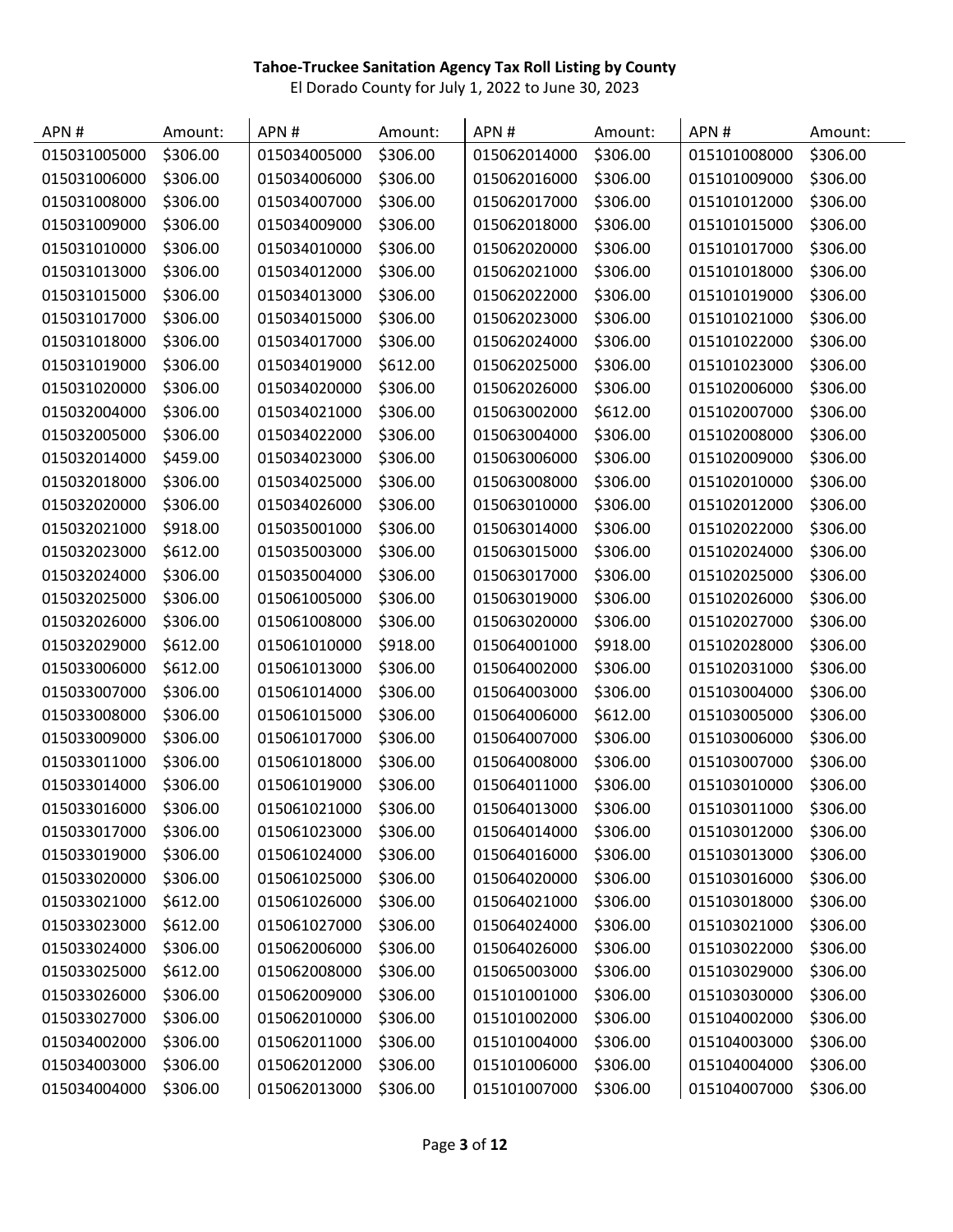**Tahoe-Truckee Sanitation Agency Tax Roll Listing by County**

El Dorado County for July 1, 2022 to June 30, 2023

| APN # | Amount: | APN # | Amount: | APN # | Amount: | APN # | Amount: |
|---|---|---|---|---|---|---|---|
| 015031005000 | $306.00 | 015034005000 | $306.00 | 015062014000 | $306.00 | 015101008000 | $306.00 |
| 015031006000 | $306.00 | 015034006000 | $306.00 | 015062016000 | $306.00 | 015101009000 | $306.00 |
| 015031008000 | $306.00 | 015034007000 | $306.00 | 015062017000 | $306.00 | 015101012000 | $306.00 |
| 015031009000 | $306.00 | 015034009000 | $306.00 | 015062018000 | $306.00 | 015101015000 | $306.00 |
| 015031010000 | $306.00 | 015034010000 | $306.00 | 015062020000 | $306.00 | 015101017000 | $306.00 |
| 015031013000 | $306.00 | 015034012000 | $306.00 | 015062021000 | $306.00 | 015101018000 | $306.00 |
| 015031015000 | $306.00 | 015034013000 | $306.00 | 015062022000 | $306.00 | 015101019000 | $306.00 |
| 015031017000 | $306.00 | 015034015000 | $306.00 | 015062023000 | $306.00 | 015101021000 | $306.00 |
| 015031018000 | $306.00 | 015034017000 | $306.00 | 015062024000 | $306.00 | 015101022000 | $306.00 |
| 015031019000 | $306.00 | 015034019000 | $612.00 | 015062025000 | $306.00 | 015101023000 | $306.00 |
| 015031020000 | $306.00 | 015034020000 | $306.00 | 015062026000 | $306.00 | 015102006000 | $306.00 |
| 015032004000 | $306.00 | 015034021000 | $306.00 | 015063002000 | $612.00 | 015102007000 | $306.00 |
| 015032005000 | $306.00 | 015034022000 | $306.00 | 015063004000 | $306.00 | 015102008000 | $306.00 |
| 015032014000 | $459.00 | 015034023000 | $306.00 | 015063006000 | $306.00 | 015102009000 | $306.00 |
| 015032018000 | $306.00 | 015034025000 | $306.00 | 015063008000 | $306.00 | 015102010000 | $306.00 |
| 015032020000 | $306.00 | 015034026000 | $306.00 | 015063010000 | $306.00 | 015102012000 | $306.00 |
| 015032021000 | $918.00 | 015035001000 | $306.00 | 015063014000 | $306.00 | 015102022000 | $306.00 |
| 015032023000 | $612.00 | 015035003000 | $306.00 | 015063015000 | $306.00 | 015102024000 | $306.00 |
| 015032024000 | $306.00 | 015035004000 | $306.00 | 015063017000 | $306.00 | 015102025000 | $306.00 |
| 015032025000 | $306.00 | 015061005000 | $306.00 | 015063019000 | $306.00 | 015102026000 | $306.00 |
| 015032026000 | $306.00 | 015061008000 | $306.00 | 015063020000 | $306.00 | 015102027000 | $306.00 |
| 015032029000 | $612.00 | 015061010000 | $918.00 | 015064001000 | $918.00 | 015102028000 | $306.00 |
| 015033006000 | $612.00 | 015061013000 | $306.00 | 015064002000 | $306.00 | 015102031000 | $306.00 |
| 015033007000 | $306.00 | 015061014000 | $306.00 | 015064003000 | $306.00 | 015103004000 | $306.00 |
| 015033008000 | $306.00 | 015061015000 | $306.00 | 015064006000 | $612.00 | 015103005000 | $306.00 |
| 015033009000 | $306.00 | 015061017000 | $306.00 | 015064007000 | $306.00 | 015103006000 | $306.00 |
| 015033011000 | $306.00 | 015061018000 | $306.00 | 015064008000 | $306.00 | 015103007000 | $306.00 |
| 015033014000 | $306.00 | 015061019000 | $306.00 | 015064011000 | $306.00 | 015103010000 | $306.00 |
| 015033016000 | $306.00 | 015061021000 | $306.00 | 015064013000 | $306.00 | 015103011000 | $306.00 |
| 015033017000 | $306.00 | 015061023000 | $306.00 | 015064014000 | $306.00 | 015103012000 | $306.00 |
| 015033019000 | $306.00 | 015061024000 | $306.00 | 015064016000 | $306.00 | 015103013000 | $306.00 |
| 015033020000 | $306.00 | 015061025000 | $306.00 | 015064020000 | $306.00 | 015103016000 | $306.00 |
| 015033021000 | $612.00 | 015061026000 | $306.00 | 015064021000 | $306.00 | 015103018000 | $306.00 |
| 015033023000 | $612.00 | 015061027000 | $306.00 | 015064024000 | $306.00 | 015103021000 | $306.00 |
| 015033024000 | $306.00 | 015062006000 | $306.00 | 015064026000 | $306.00 | 015103022000 | $306.00 |
| 015033025000 | $612.00 | 015062008000 | $306.00 | 015065003000 | $306.00 | 015103029000 | $306.00 |
| 015033026000 | $306.00 | 015062009000 | $306.00 | 015101001000 | $306.00 | 015103030000 | $306.00 |
| 015033027000 | $306.00 | 015062010000 | $306.00 | 015101002000 | $306.00 | 015104002000 | $306.00 |
| 015034002000 | $306.00 | 015062011000 | $306.00 | 015101004000 | $306.00 | 015104003000 | $306.00 |
| 015034003000 | $306.00 | 015062012000 | $306.00 | 015101006000 | $306.00 | 015104004000 | $306.00 |
| 015034004000 | $306.00 | 015062013000 | $306.00 | 015101007000 | $306.00 | 015104007000 | $306.00 |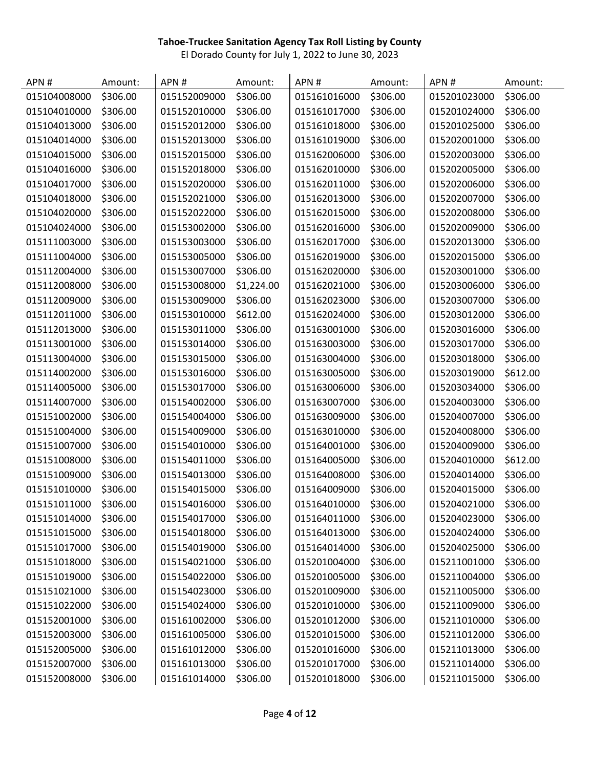**Tahoe-Truckee Sanitation Agency Tax Roll Listing by County**

El Dorado County for July 1, 2022 to June 30, 2023

| APN # | Amount: | APN # | Amount: | APN # | Amount: | APN # | Amount: |
|---|---|---|---|---|---|---|---|
| 015104008000 | $306.00 | 015152009000 | $306.00 | 015161016000 | $306.00 | 015201023000 | $306.00 |
| 015104010000 | $306.00 | 015152010000 | $306.00 | 015161017000 | $306.00 | 015201024000 | $306.00 |
| 015104013000 | $306.00 | 015152012000 | $306.00 | 015161018000 | $306.00 | 015201025000 | $306.00 |
| 015104014000 | $306.00 | 015152013000 | $306.00 | 015161019000 | $306.00 | 015202001000 | $306.00 |
| 015104015000 | $306.00 | 015152015000 | $306.00 | 015162006000 | $306.00 | 015202003000 | $306.00 |
| 015104016000 | $306.00 | 015152018000 | $306.00 | 015162010000 | $306.00 | 015202005000 | $306.00 |
| 015104017000 | $306.00 | 015152020000 | $306.00 | 015162011000 | $306.00 | 015202006000 | $306.00 |
| 015104018000 | $306.00 | 015152021000 | $306.00 | 015162013000 | $306.00 | 015202007000 | $306.00 |
| 015104020000 | $306.00 | 015152022000 | $306.00 | 015162015000 | $306.00 | 015202008000 | $306.00 |
| 015104024000 | $306.00 | 015153002000 | $306.00 | 015162016000 | $306.00 | 015202009000 | $306.00 |
| 015111003000 | $306.00 | 015153003000 | $306.00 | 015162017000 | $306.00 | 015202013000 | $306.00 |
| 015111004000 | $306.00 | 015153005000 | $306.00 | 015162019000 | $306.00 | 015202015000 | $306.00 |
| 015112004000 | $306.00 | 015153007000 | $306.00 | 015162020000 | $306.00 | 015203001000 | $306.00 |
| 015112008000 | $306.00 | 015153008000 | $1,224.00 | 015162021000 | $306.00 | 015203006000 | $306.00 |
| 015112009000 | $306.00 | 015153009000 | $306.00 | 015162023000 | $306.00 | 015203007000 | $306.00 |
| 015112011000 | $306.00 | 015153010000 | $612.00 | 015162024000 | $306.00 | 015203012000 | $306.00 |
| 015112013000 | $306.00 | 015153011000 | $306.00 | 015163001000 | $306.00 | 015203016000 | $306.00 |
| 015113001000 | $306.00 | 015153014000 | $306.00 | 015163003000 | $306.00 | 015203017000 | $306.00 |
| 015113004000 | $306.00 | 015153015000 | $306.00 | 015163004000 | $306.00 | 015203018000 | $306.00 |
| 015114002000 | $306.00 | 015153016000 | $306.00 | 015163005000 | $306.00 | 015203019000 | $612.00 |
| 015114005000 | $306.00 | 015153017000 | $306.00 | 015163006000 | $306.00 | 015203034000 | $306.00 |
| 015114007000 | $306.00 | 015154002000 | $306.00 | 015163007000 | $306.00 | 015204003000 | $306.00 |
| 015151002000 | $306.00 | 015154004000 | $306.00 | 015163009000 | $306.00 | 015204007000 | $306.00 |
| 015151004000 | $306.00 | 015154009000 | $306.00 | 015163010000 | $306.00 | 015204008000 | $306.00 |
| 015151007000 | $306.00 | 015154010000 | $306.00 | 015164001000 | $306.00 | 015204009000 | $306.00 |
| 015151008000 | $306.00 | 015154011000 | $306.00 | 015164005000 | $306.00 | 015204010000 | $612.00 |
| 015151009000 | $306.00 | 015154013000 | $306.00 | 015164008000 | $306.00 | 015204014000 | $306.00 |
| 015151010000 | $306.00 | 015154015000 | $306.00 | 015164009000 | $306.00 | 015204015000 | $306.00 |
| 015151011000 | $306.00 | 015154016000 | $306.00 | 015164010000 | $306.00 | 015204021000 | $306.00 |
| 015151014000 | $306.00 | 015154017000 | $306.00 | 015164011000 | $306.00 | 015204023000 | $306.00 |
| 015151015000 | $306.00 | 015154018000 | $306.00 | 015164013000 | $306.00 | 015204024000 | $306.00 |
| 015151017000 | $306.00 | 015154019000 | $306.00 | 015164014000 | $306.00 | 015204025000 | $306.00 |
| 015151018000 | $306.00 | 015154021000 | $306.00 | 015201004000 | $306.00 | 015211001000 | $306.00 |
| 015151019000 | $306.00 | 015154022000 | $306.00 | 015201005000 | $306.00 | 015211004000 | $306.00 |
| 015151021000 | $306.00 | 015154023000 | $306.00 | 015201009000 | $306.00 | 015211005000 | $306.00 |
| 015151022000 | $306.00 | 015154024000 | $306.00 | 015201010000 | $306.00 | 015211009000 | $306.00 |
| 015152001000 | $306.00 | 015161002000 | $306.00 | 015201012000 | $306.00 | 015211010000 | $306.00 |
| 015152003000 | $306.00 | 015161005000 | $306.00 | 015201015000 | $306.00 | 015211012000 | $306.00 |
| 015152005000 | $306.00 | 015161012000 | $306.00 | 015201016000 | $306.00 | 015211013000 | $306.00 |
| 015152007000 | $306.00 | 015161013000 | $306.00 | 015201017000 | $306.00 | 015211014000 | $306.00 |
| 015152008000 | $306.00 | 015161014000 | $306.00 | 015201018000 | $306.00 | 015211015000 | $306.00 |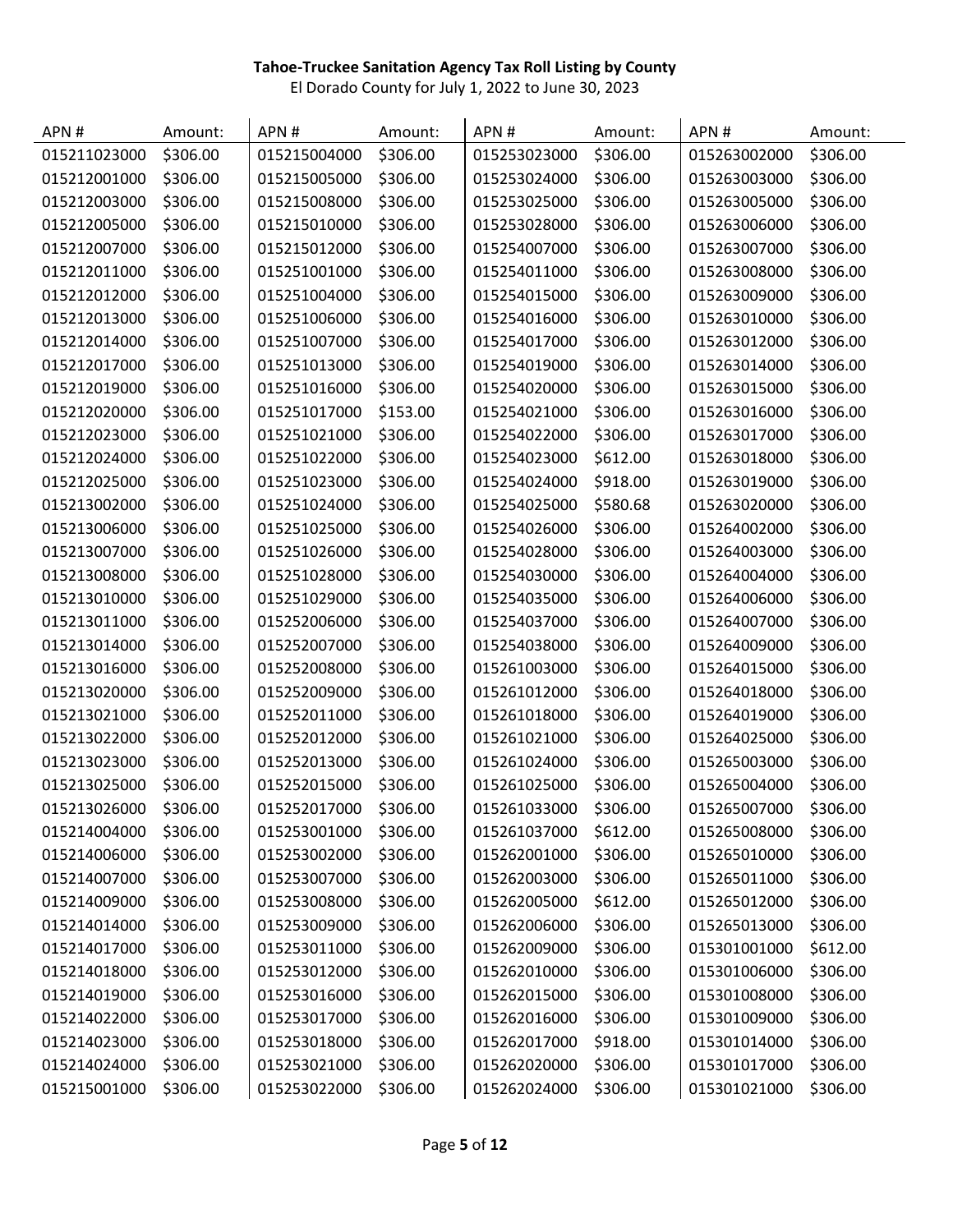**Tahoe-Truckee Sanitation Agency Tax Roll Listing by County**

El Dorado County for July 1, 2022 to June 30, 2023

| APN # | Amount: | APN # | Amount: | APN # | Amount: | APN # | Amount: |
|---|---|---|---|---|---|---|---|
| 015211023000 | $306.00 | 015215004000 | $306.00 | 015253023000 | $306.00 | 015263002000 | $306.00 |
| 015212001000 | $306.00 | 015215005000 | $306.00 | 015253024000 | $306.00 | 015263003000 | $306.00 |
| 015212003000 | $306.00 | 015215008000 | $306.00 | 015253025000 | $306.00 | 015263005000 | $306.00 |
| 015212005000 | $306.00 | 015215010000 | $306.00 | 015253028000 | $306.00 | 015263006000 | $306.00 |
| 015212007000 | $306.00 | 015215012000 | $306.00 | 015254007000 | $306.00 | 015263007000 | $306.00 |
| 015212011000 | $306.00 | 015251001000 | $306.00 | 015254011000 | $306.00 | 015263008000 | $306.00 |
| 015212012000 | $306.00 | 015251004000 | $306.00 | 015254015000 | $306.00 | 015263009000 | $306.00 |
| 015212013000 | $306.00 | 015251006000 | $306.00 | 015254016000 | $306.00 | 015263010000 | $306.00 |
| 015212014000 | $306.00 | 015251007000 | $306.00 | 015254017000 | $306.00 | 015263012000 | $306.00 |
| 015212017000 | $306.00 | 015251013000 | $306.00 | 015254019000 | $306.00 | 015263014000 | $306.00 |
| 015212019000 | $306.00 | 015251016000 | $306.00 | 015254020000 | $306.00 | 015263015000 | $306.00 |
| 015212020000 | $306.00 | 015251017000 | $153.00 | 015254021000 | $306.00 | 015263016000 | $306.00 |
| 015212023000 | $306.00 | 015251021000 | $306.00 | 015254022000 | $306.00 | 015263017000 | $306.00 |
| 015212024000 | $306.00 | 015251022000 | $306.00 | 015254023000 | $612.00 | 015263018000 | $306.00 |
| 015212025000 | $306.00 | 015251023000 | $306.00 | 015254024000 | $918.00 | 015263019000 | $306.00 |
| 015213002000 | $306.00 | 015251024000 | $306.00 | 015254025000 | $580.68 | 015263020000 | $306.00 |
| 015213006000 | $306.00 | 015251025000 | $306.00 | 015254026000 | $306.00 | 015264002000 | $306.00 |
| 015213007000 | $306.00 | 015251026000 | $306.00 | 015254028000 | $306.00 | 015264003000 | $306.00 |
| 015213008000 | $306.00 | 015251028000 | $306.00 | 015254030000 | $306.00 | 015264004000 | $306.00 |
| 015213010000 | $306.00 | 015251029000 | $306.00 | 015254035000 | $306.00 | 015264006000 | $306.00 |
| 015213011000 | $306.00 | 015252006000 | $306.00 | 015254037000 | $306.00 | 015264007000 | $306.00 |
| 015213014000 | $306.00 | 015252007000 | $306.00 | 015254038000 | $306.00 | 015264009000 | $306.00 |
| 015213016000 | $306.00 | 015252008000 | $306.00 | 015261003000 | $306.00 | 015264015000 | $306.00 |
| 015213020000 | $306.00 | 015252009000 | $306.00 | 015261012000 | $306.00 | 015264018000 | $306.00 |
| 015213021000 | $306.00 | 015252011000 | $306.00 | 015261018000 | $306.00 | 015264019000 | $306.00 |
| 015213022000 | $306.00 | 015252012000 | $306.00 | 015261021000 | $306.00 | 015264025000 | $306.00 |
| 015213023000 | $306.00 | 015252013000 | $306.00 | 015261024000 | $306.00 | 015265003000 | $306.00 |
| 015213025000 | $306.00 | 015252015000 | $306.00 | 015261025000 | $306.00 | 015265004000 | $306.00 |
| 015213026000 | $306.00 | 015252017000 | $306.00 | 015261033000 | $306.00 | 015265007000 | $306.00 |
| 015214004000 | $306.00 | 015253001000 | $306.00 | 015261037000 | $612.00 | 015265008000 | $306.00 |
| 015214006000 | $306.00 | 015253002000 | $306.00 | 015262001000 | $306.00 | 015265010000 | $306.00 |
| 015214007000 | $306.00 | 015253007000 | $306.00 | 015262003000 | $306.00 | 015265011000 | $306.00 |
| 015214009000 | $306.00 | 015253008000 | $306.00 | 015262005000 | $612.00 | 015265012000 | $306.00 |
| 015214014000 | $306.00 | 015253009000 | $306.00 | 015262006000 | $306.00 | 015265013000 | $306.00 |
| 015214017000 | $306.00 | 015253011000 | $306.00 | 015262009000 | $306.00 | 015301001000 | $612.00 |
| 015214018000 | $306.00 | 015253012000 | $306.00 | 015262010000 | $306.00 | 015301006000 | $306.00 |
| 015214019000 | $306.00 | 015253016000 | $306.00 | 015262015000 | $306.00 | 015301008000 | $306.00 |
| 015214022000 | $306.00 | 015253017000 | $306.00 | 015262016000 | $306.00 | 015301009000 | $306.00 |
| 015214023000 | $306.00 | 015253018000 | $306.00 | 015262017000 | $918.00 | 015301014000 | $306.00 |
| 015214024000 | $306.00 | 015253021000 | $306.00 | 015262020000 | $306.00 | 015301017000 | $306.00 |
| 015215001000 | $306.00 | 015253022000 | $306.00 | 015262024000 | $306.00 | 015301021000 | $306.00 |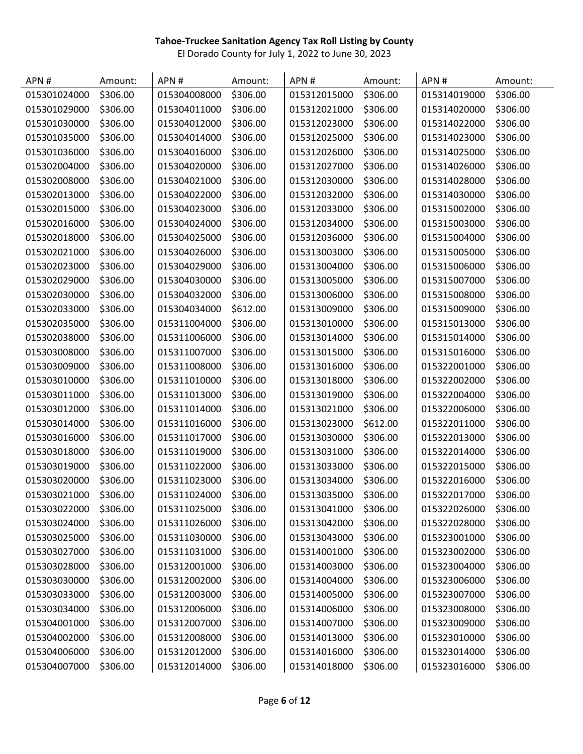**Tahoe-Truckee Sanitation Agency Tax Roll Listing by County**

El Dorado County for July 1, 2022 to June 30, 2023

| APN # | Amount: | APN # | Amount: | APN # | Amount: | APN # | Amount: |
|---|---|---|---|---|---|---|---|
| 015301024000 | $306.00 | 015304008000 | $306.00 | 015312015000 | $306.00 | 015314019000 | $306.00 |
| 015301029000 | $306.00 | 015304011000 | $306.00 | 015312021000 | $306.00 | 015314020000 | $306.00 |
| 015301030000 | $306.00 | 015304012000 | $306.00 | 015312023000 | $306.00 | 015314022000 | $306.00 |
| 015301035000 | $306.00 | 015304014000 | $306.00 | 015312025000 | $306.00 | 015314023000 | $306.00 |
| 015301036000 | $306.00 | 015304016000 | $306.00 | 015312026000 | $306.00 | 015314025000 | $306.00 |
| 015302004000 | $306.00 | 015304020000 | $306.00 | 015312027000 | $306.00 | 015314026000 | $306.00 |
| 015302008000 | $306.00 | 015304021000 | $306.00 | 015312030000 | $306.00 | 015314028000 | $306.00 |
| 015302013000 | $306.00 | 015304022000 | $306.00 | 015312032000 | $306.00 | 015314030000 | $306.00 |
| 015302015000 | $306.00 | 015304023000 | $306.00 | 015312033000 | $306.00 | 015315002000 | $306.00 |
| 015302016000 | $306.00 | 015304024000 | $306.00 | 015312034000 | $306.00 | 015315003000 | $306.00 |
| 015302018000 | $306.00 | 015304025000 | $306.00 | 015312036000 | $306.00 | 015315004000 | $306.00 |
| 015302021000 | $306.00 | 015304026000 | $306.00 | 015313003000 | $306.00 | 015315005000 | $306.00 |
| 015302023000 | $306.00 | 015304029000 | $306.00 | 015313004000 | $306.00 | 015315006000 | $306.00 |
| 015302029000 | $306.00 | 015304030000 | $306.00 | 015313005000 | $306.00 | 015315007000 | $306.00 |
| 015302030000 | $306.00 | 015304032000 | $306.00 | 015313006000 | $306.00 | 015315008000 | $306.00 |
| 015302033000 | $306.00 | 015304034000 | $612.00 | 015313009000 | $306.00 | 015315009000 | $306.00 |
| 015302035000 | $306.00 | 015311004000 | $306.00 | 015313010000 | $306.00 | 015315013000 | $306.00 |
| 015302038000 | $306.00 | 015311006000 | $306.00 | 015313014000 | $306.00 | 015315014000 | $306.00 |
| 015303008000 | $306.00 | 015311007000 | $306.00 | 015313015000 | $306.00 | 015315016000 | $306.00 |
| 015303009000 | $306.00 | 015311008000 | $306.00 | 015313016000 | $306.00 | 015322001000 | $306.00 |
| 015303010000 | $306.00 | 015311010000 | $306.00 | 015313018000 | $306.00 | 015322002000 | $306.00 |
| 015303011000 | $306.00 | 015311013000 | $306.00 | 015313019000 | $306.00 | 015322004000 | $306.00 |
| 015303012000 | $306.00 | 015311014000 | $306.00 | 015313021000 | $306.00 | 015322006000 | $306.00 |
| 015303014000 | $306.00 | 015311016000 | $306.00 | 015313023000 | $612.00 | 015322011000 | $306.00 |
| 015303016000 | $306.00 | 015311017000 | $306.00 | 015313030000 | $306.00 | 015322013000 | $306.00 |
| 015303018000 | $306.00 | 015311019000 | $306.00 | 015313031000 | $306.00 | 015322014000 | $306.00 |
| 015303019000 | $306.00 | 015311022000 | $306.00 | 015313033000 | $306.00 | 015322015000 | $306.00 |
| 015303020000 | $306.00 | 015311023000 | $306.00 | 015313034000 | $306.00 | 015322016000 | $306.00 |
| 015303021000 | $306.00 | 015311024000 | $306.00 | 015313035000 | $306.00 | 015322017000 | $306.00 |
| 015303022000 | $306.00 | 015311025000 | $306.00 | 015313041000 | $306.00 | 015322026000 | $306.00 |
| 015303024000 | $306.00 | 015311026000 | $306.00 | 015313042000 | $306.00 | 015322028000 | $306.00 |
| 015303025000 | $306.00 | 015311030000 | $306.00 | 015313043000 | $306.00 | 015323001000 | $306.00 |
| 015303027000 | $306.00 | 015311031000 | $306.00 | 015314001000 | $306.00 | 015323002000 | $306.00 |
| 015303028000 | $306.00 | 015312001000 | $306.00 | 015314003000 | $306.00 | 015323004000 | $306.00 |
| 015303030000 | $306.00 | 015312002000 | $306.00 | 015314004000 | $306.00 | 015323006000 | $306.00 |
| 015303033000 | $306.00 | 015312003000 | $306.00 | 015314005000 | $306.00 | 015323007000 | $306.00 |
| 015303034000 | $306.00 | 015312006000 | $306.00 | 015314006000 | $306.00 | 015323008000 | $306.00 |
| 015304001000 | $306.00 | 015312007000 | $306.00 | 015314007000 | $306.00 | 015323009000 | $306.00 |
| 015304002000 | $306.00 | 015312008000 | $306.00 | 015314013000 | $306.00 | 015323010000 | $306.00 |
| 015304006000 | $306.00 | 015312012000 | $306.00 | 015314016000 | $306.00 | 015323014000 | $306.00 |
| 015304007000 | $306.00 | 015312014000 | $306.00 | 015314018000 | $306.00 | 015323016000 | $306.00 |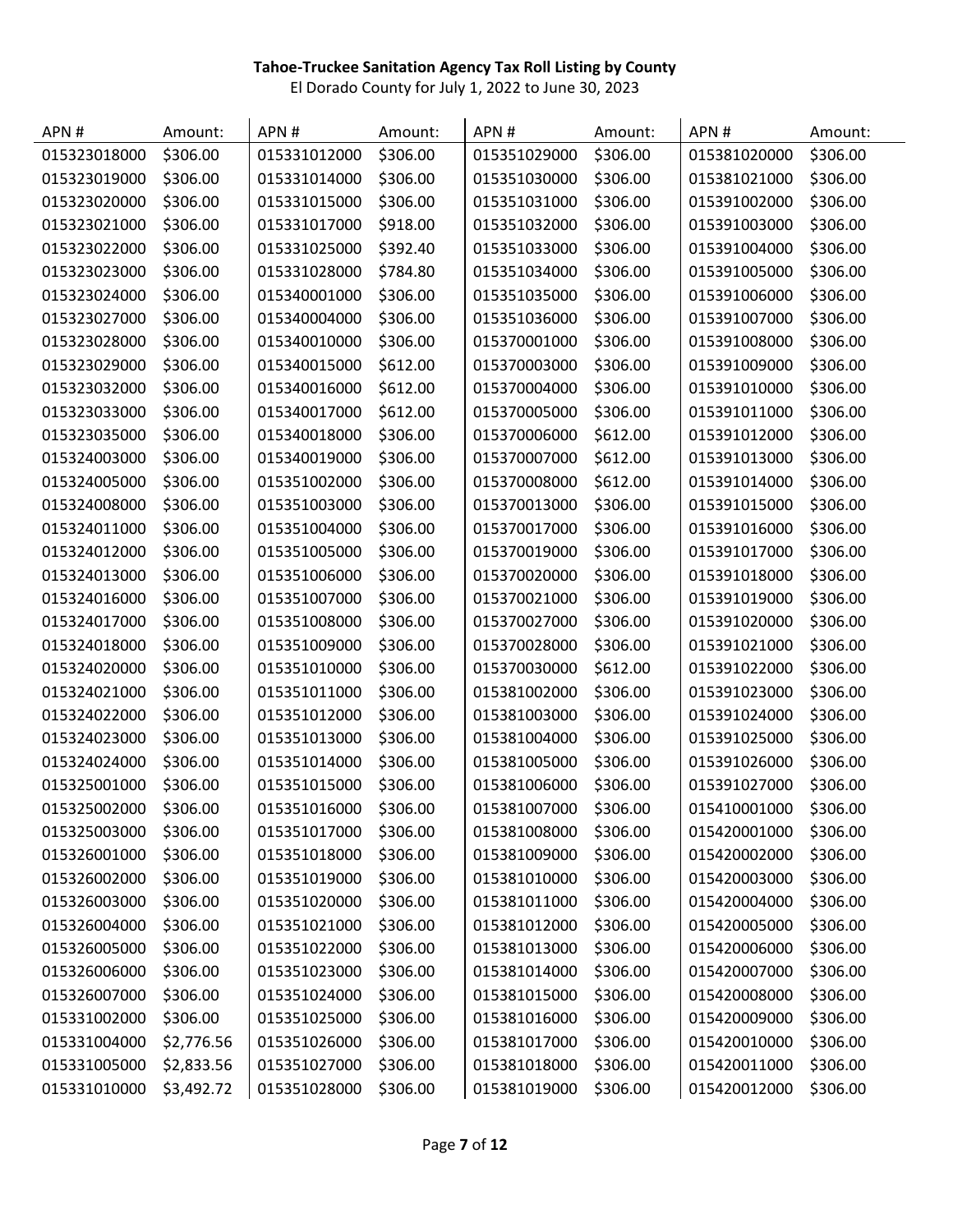**Tahoe-Truckee Sanitation Agency Tax Roll Listing by County**

El Dorado County for July 1, 2022 to June 30, 2023

| APN # | Amount: | APN # | Amount: | APN # | Amount: | APN # | Amount: |
|---|---|---|---|---|---|---|---|
| 015323018000 | $306.00 | 015331012000 | $306.00 | 015351029000 | $306.00 | 015381020000 | $306.00 |
| 015323019000 | $306.00 | 015331014000 | $306.00 | 015351030000 | $306.00 | 015381021000 | $306.00 |
| 015323020000 | $306.00 | 015331015000 | $306.00 | 015351031000 | $306.00 | 015391002000 | $306.00 |
| 015323021000 | $306.00 | 015331017000 | $918.00 | 015351032000 | $306.00 | 015391003000 | $306.00 |
| 015323022000 | $306.00 | 015331025000 | $392.40 | 015351033000 | $306.00 | 015391004000 | $306.00 |
| 015323023000 | $306.00 | 015331028000 | $784.80 | 015351034000 | $306.00 | 015391005000 | $306.00 |
| 015323024000 | $306.00 | 015340001000 | $306.00 | 015351035000 | $306.00 | 015391006000 | $306.00 |
| 015323027000 | $306.00 | 015340004000 | $306.00 | 015351036000 | $306.00 | 015391007000 | $306.00 |
| 015323028000 | $306.00 | 015340010000 | $306.00 | 015370001000 | $306.00 | 015391008000 | $306.00 |
| 015323029000 | $306.00 | 015340015000 | $612.00 | 015370003000 | $306.00 | 015391009000 | $306.00 |
| 015323032000 | $306.00 | 015340016000 | $612.00 | 015370004000 | $306.00 | 015391010000 | $306.00 |
| 015323033000 | $306.00 | 015340017000 | $612.00 | 015370005000 | $306.00 | 015391011000 | $306.00 |
| 015323035000 | $306.00 | 015340018000 | $306.00 | 015370006000 | $612.00 | 015391012000 | $306.00 |
| 015324003000 | $306.00 | 015340019000 | $306.00 | 015370007000 | $612.00 | 015391013000 | $306.00 |
| 015324005000 | $306.00 | 015351002000 | $306.00 | 015370008000 | $612.00 | 015391014000 | $306.00 |
| 015324008000 | $306.00 | 015351003000 | $306.00 | 015370013000 | $306.00 | 015391015000 | $306.00 |
| 015324011000 | $306.00 | 015351004000 | $306.00 | 015370017000 | $306.00 | 015391016000 | $306.00 |
| 015324012000 | $306.00 | 015351005000 | $306.00 | 015370019000 | $306.00 | 015391017000 | $306.00 |
| 015324013000 | $306.00 | 015351006000 | $306.00 | 015370020000 | $306.00 | 015391018000 | $306.00 |
| 015324016000 | $306.00 | 015351007000 | $306.00 | 015370021000 | $306.00 | 015391019000 | $306.00 |
| 015324017000 | $306.00 | 015351008000 | $306.00 | 015370027000 | $306.00 | 015391020000 | $306.00 |
| 015324018000 | $306.00 | 015351009000 | $306.00 | 015370028000 | $306.00 | 015391021000 | $306.00 |
| 015324020000 | $306.00 | 015351010000 | $306.00 | 015370030000 | $612.00 | 015391022000 | $306.00 |
| 015324021000 | $306.00 | 015351011000 | $306.00 | 015381002000 | $306.00 | 015391023000 | $306.00 |
| 015324022000 | $306.00 | 015351012000 | $306.00 | 015381003000 | $306.00 | 015391024000 | $306.00 |
| 015324023000 | $306.00 | 015351013000 | $306.00 | 015381004000 | $306.00 | 015391025000 | $306.00 |
| 015324024000 | $306.00 | 015351014000 | $306.00 | 015381005000 | $306.00 | 015391026000 | $306.00 |
| 015325001000 | $306.00 | 015351015000 | $306.00 | 015381006000 | $306.00 | 015391027000 | $306.00 |
| 015325002000 | $306.00 | 015351016000 | $306.00 | 015381007000 | $306.00 | 015410001000 | $306.00 |
| 015325003000 | $306.00 | 015351017000 | $306.00 | 015381008000 | $306.00 | 015420001000 | $306.00 |
| 015326001000 | $306.00 | 015351018000 | $306.00 | 015381009000 | $306.00 | 015420002000 | $306.00 |
| 015326002000 | $306.00 | 015351019000 | $306.00 | 015381010000 | $306.00 | 015420003000 | $306.00 |
| 015326003000 | $306.00 | 015351020000 | $306.00 | 015381011000 | $306.00 | 015420004000 | $306.00 |
| 015326004000 | $306.00 | 015351021000 | $306.00 | 015381012000 | $306.00 | 015420005000 | $306.00 |
| 015326005000 | $306.00 | 015351022000 | $306.00 | 015381013000 | $306.00 | 015420006000 | $306.00 |
| 015326006000 | $306.00 | 015351023000 | $306.00 | 015381014000 | $306.00 | 015420007000 | $306.00 |
| 015326007000 | $306.00 | 015351024000 | $306.00 | 015381015000 | $306.00 | 015420008000 | $306.00 |
| 015331002000 | $306.00 | 015351025000 | $306.00 | 015381016000 | $306.00 | 015420009000 | $306.00 |
| 015331004000 | $2,776.56 | 015351026000 | $306.00 | 015381017000 | $306.00 | 015420010000 | $306.00 |
| 015331005000 | $2,833.56 | 015351027000 | $306.00 | 015381018000 | $306.00 | 015420011000 | $306.00 |
| 015331010000 | $3,492.72 | 015351028000 | $306.00 | 015381019000 | $306.00 | 015420012000 | $306.00 |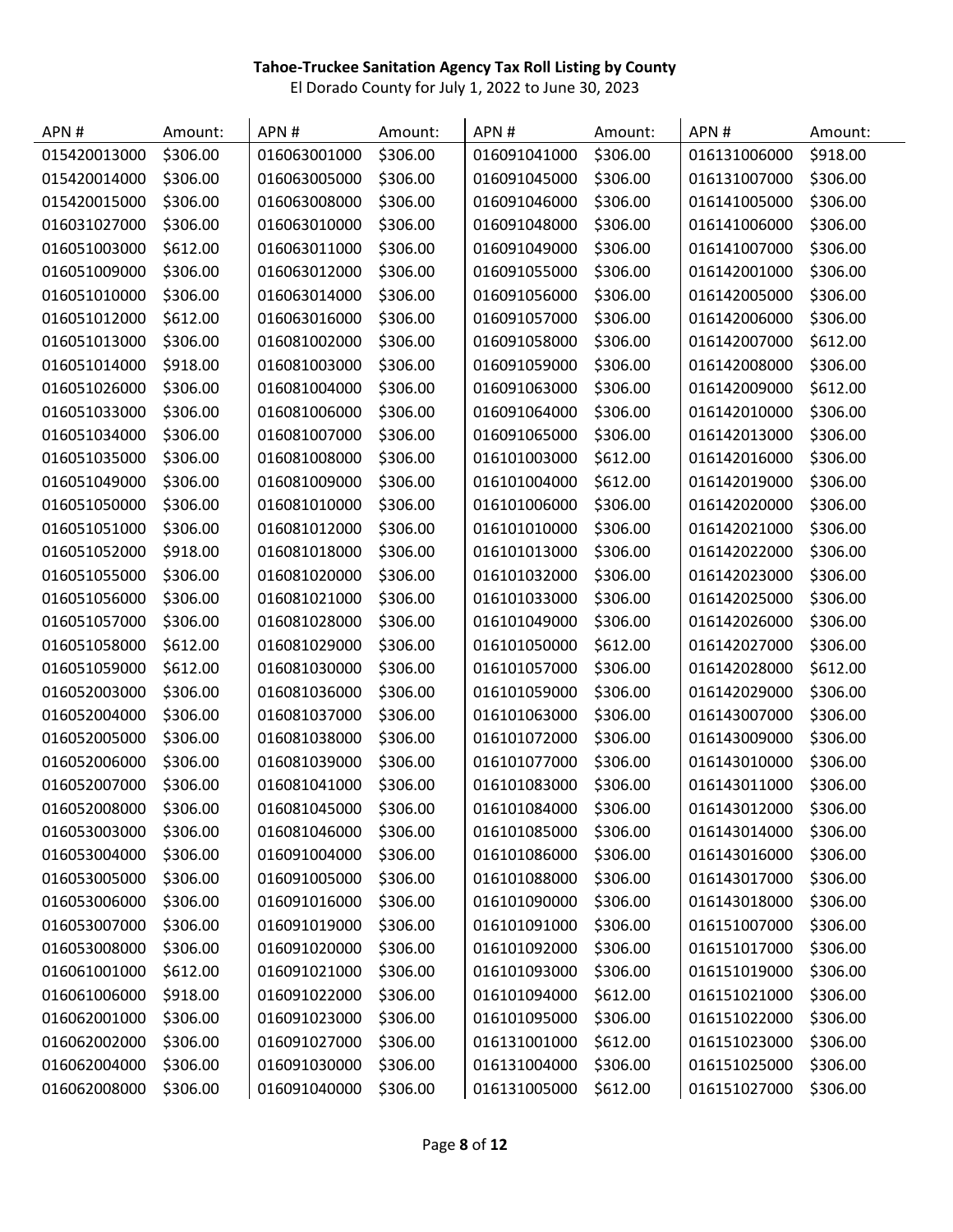**Tahoe-Truckee Sanitation Agency Tax Roll Listing by County**

El Dorado County for July 1, 2022 to June 30, 2023

| APN # | Amount: | APN # | Amount: | APN # | Amount: | APN # | Amount: |
|---|---|---|---|---|---|---|---|
| 015420013000 | $306.00 | 016063001000 | $306.00 | 016091041000 | $306.00 | 016131006000 | $918.00 |
| 015420014000 | $306.00 | 016063005000 | $306.00 | 016091045000 | $306.00 | 016131007000 | $306.00 |
| 015420015000 | $306.00 | 016063008000 | $306.00 | 016091046000 | $306.00 | 016141005000 | $306.00 |
| 016031027000 | $306.00 | 016063010000 | $306.00 | 016091048000 | $306.00 | 016141006000 | $306.00 |
| 016051003000 | $612.00 | 016063011000 | $306.00 | 016091049000 | $306.00 | 016141007000 | $306.00 |
| 016051009000 | $306.00 | 016063012000 | $306.00 | 016091055000 | $306.00 | 016142001000 | $306.00 |
| 016051010000 | $306.00 | 016063014000 | $306.00 | 016091056000 | $306.00 | 016142005000 | $306.00 |
| 016051012000 | $612.00 | 016063016000 | $306.00 | 016091057000 | $306.00 | 016142006000 | $306.00 |
| 016051013000 | $306.00 | 016081002000 | $306.00 | 016091058000 | $306.00 | 016142007000 | $612.00 |
| 016051014000 | $918.00 | 016081003000 | $306.00 | 016091059000 | $306.00 | 016142008000 | $306.00 |
| 016051026000 | $306.00 | 016081004000 | $306.00 | 016091063000 | $306.00 | 016142009000 | $612.00 |
| 016051033000 | $306.00 | 016081006000 | $306.00 | 016091064000 | $306.00 | 016142010000 | $306.00 |
| 016051034000 | $306.00 | 016081007000 | $306.00 | 016091065000 | $306.00 | 016142013000 | $306.00 |
| 016051035000 | $306.00 | 016081008000 | $306.00 | 016101003000 | $612.00 | 016142016000 | $306.00 |
| 016051049000 | $306.00 | 016081009000 | $306.00 | 016101004000 | $612.00 | 016142019000 | $306.00 |
| 016051050000 | $306.00 | 016081010000 | $306.00 | 016101006000 | $306.00 | 016142020000 | $306.00 |
| 016051051000 | $306.00 | 016081012000 | $306.00 | 016101010000 | $306.00 | 016142021000 | $306.00 |
| 016051052000 | $918.00 | 016081018000 | $306.00 | 016101013000 | $306.00 | 016142022000 | $306.00 |
| 016051055000 | $306.00 | 016081020000 | $306.00 | 016101032000 | $306.00 | 016142023000 | $306.00 |
| 016051056000 | $306.00 | 016081021000 | $306.00 | 016101033000 | $306.00 | 016142025000 | $306.00 |
| 016051057000 | $306.00 | 016081028000 | $306.00 | 016101049000 | $306.00 | 016142026000 | $306.00 |
| 016051058000 | $612.00 | 016081029000 | $306.00 | 016101050000 | $612.00 | 016142027000 | $306.00 |
| 016051059000 | $612.00 | 016081030000 | $306.00 | 016101057000 | $306.00 | 016142028000 | $612.00 |
| 016052003000 | $306.00 | 016081036000 | $306.00 | 016101059000 | $306.00 | 016142029000 | $306.00 |
| 016052004000 | $306.00 | 016081037000 | $306.00 | 016101063000 | $306.00 | 016143007000 | $306.00 |
| 016052005000 | $306.00 | 016081038000 | $306.00 | 016101072000 | $306.00 | 016143009000 | $306.00 |
| 016052006000 | $306.00 | 016081039000 | $306.00 | 016101077000 | $306.00 | 016143010000 | $306.00 |
| 016052007000 | $306.00 | 016081041000 | $306.00 | 016101083000 | $306.00 | 016143011000 | $306.00 |
| 016052008000 | $306.00 | 016081045000 | $306.00 | 016101084000 | $306.00 | 016143012000 | $306.00 |
| 016053003000 | $306.00 | 016081046000 | $306.00 | 016101085000 | $306.00 | 016143014000 | $306.00 |
| 016053004000 | $306.00 | 016091004000 | $306.00 | 016101086000 | $306.00 | 016143016000 | $306.00 |
| 016053005000 | $306.00 | 016091005000 | $306.00 | 016101088000 | $306.00 | 016143017000 | $306.00 |
| 016053006000 | $306.00 | 016091016000 | $306.00 | 016101090000 | $306.00 | 016143018000 | $306.00 |
| 016053007000 | $306.00 | 016091019000 | $306.00 | 016101091000 | $306.00 | 016151007000 | $306.00 |
| 016053008000 | $306.00 | 016091020000 | $306.00 | 016101092000 | $306.00 | 016151017000 | $306.00 |
| 016061001000 | $612.00 | 016091021000 | $306.00 | 016101093000 | $306.00 | 016151019000 | $306.00 |
| 016061006000 | $918.00 | 016091022000 | $306.00 | 016101094000 | $612.00 | 016151021000 | $306.00 |
| 016062001000 | $306.00 | 016091023000 | $306.00 | 016101095000 | $306.00 | 016151022000 | $306.00 |
| 016062002000 | $306.00 | 016091027000 | $306.00 | 016131001000 | $612.00 | 016151023000 | $306.00 |
| 016062004000 | $306.00 | 016091030000 | $306.00 | 016131004000 | $306.00 | 016151025000 | $306.00 |
| 016062008000 | $306.00 | 016091040000 | $306.00 | 016131005000 | $612.00 | 016151027000 | $306.00 |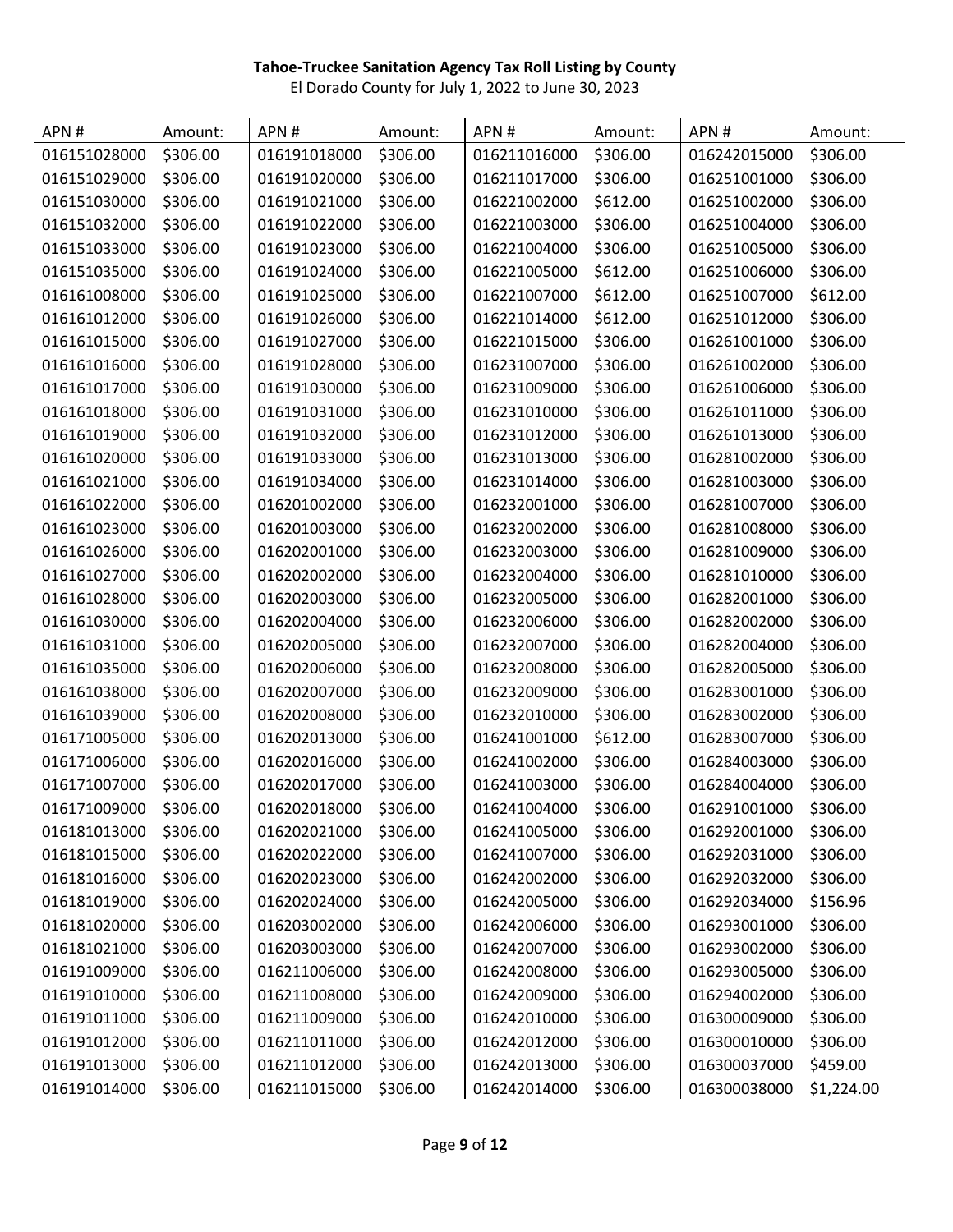**Tahoe-Truckee Sanitation Agency Tax Roll Listing by County**

El Dorado County for July 1, 2022 to June 30, 2023

| APN # | Amount: | APN # | Amount: | APN # | Amount: | APN # | Amount: |
|---|---|---|---|---|---|---|---|
| 016151028000 | $306.00 | 016191018000 | $306.00 | 016211016000 | $306.00 | 016242015000 | $306.00 |
| 016151029000 | $306.00 | 016191020000 | $306.00 | 016211017000 | $306.00 | 016251001000 | $306.00 |
| 016151030000 | $306.00 | 016191021000 | $306.00 | 016221002000 | $612.00 | 016251002000 | $306.00 |
| 016151032000 | $306.00 | 016191022000 | $306.00 | 016221003000 | $306.00 | 016251004000 | $306.00 |
| 016151033000 | $306.00 | 016191023000 | $306.00 | 016221004000 | $306.00 | 016251005000 | $306.00 |
| 016151035000 | $306.00 | 016191024000 | $306.00 | 016221005000 | $612.00 | 016251006000 | $306.00 |
| 016161008000 | $306.00 | 016191025000 | $306.00 | 016221007000 | $612.00 | 016251007000 | $612.00 |
| 016161012000 | $306.00 | 016191026000 | $306.00 | 016221014000 | $612.00 | 016251012000 | $306.00 |
| 016161015000 | $306.00 | 016191027000 | $306.00 | 016221015000 | $306.00 | 016261001000 | $306.00 |
| 016161016000 | $306.00 | 016191028000 | $306.00 | 016231007000 | $306.00 | 016261002000 | $306.00 |
| 016161017000 | $306.00 | 016191030000 | $306.00 | 016231009000 | $306.00 | 016261006000 | $306.00 |
| 016161018000 | $306.00 | 016191031000 | $306.00 | 016231010000 | $306.00 | 016261011000 | $306.00 |
| 016161019000 | $306.00 | 016191032000 | $306.00 | 016231012000 | $306.00 | 016261013000 | $306.00 |
| 016161020000 | $306.00 | 016191033000 | $306.00 | 016231013000 | $306.00 | 016281002000 | $306.00 |
| 016161021000 | $306.00 | 016191034000 | $306.00 | 016231014000 | $306.00 | 016281003000 | $306.00 |
| 016161022000 | $306.00 | 016201002000 | $306.00 | 016232001000 | $306.00 | 016281007000 | $306.00 |
| 016161023000 | $306.00 | 016201003000 | $306.00 | 016232002000 | $306.00 | 016281008000 | $306.00 |
| 016161026000 | $306.00 | 016202001000 | $306.00 | 016232003000 | $306.00 | 016281009000 | $306.00 |
| 016161027000 | $306.00 | 016202002000 | $306.00 | 016232004000 | $306.00 | 016281010000 | $306.00 |
| 016161028000 | $306.00 | 016202003000 | $306.00 | 016232005000 | $306.00 | 016282001000 | $306.00 |
| 016161030000 | $306.00 | 016202004000 | $306.00 | 016232006000 | $306.00 | 016282002000 | $306.00 |
| 016161031000 | $306.00 | 016202005000 | $306.00 | 016232007000 | $306.00 | 016282004000 | $306.00 |
| 016161035000 | $306.00 | 016202006000 | $306.00 | 016232008000 | $306.00 | 016282005000 | $306.00 |
| 016161038000 | $306.00 | 016202007000 | $306.00 | 016232009000 | $306.00 | 016283001000 | $306.00 |
| 016161039000 | $306.00 | 016202008000 | $306.00 | 016232010000 | $306.00 | 016283002000 | $306.00 |
| 016171005000 | $306.00 | 016202013000 | $306.00 | 016241001000 | $612.00 | 016283007000 | $306.00 |
| 016171006000 | $306.00 | 016202016000 | $306.00 | 016241002000 | $306.00 | 016284003000 | $306.00 |
| 016171007000 | $306.00 | 016202017000 | $306.00 | 016241003000 | $306.00 | 016284004000 | $306.00 |
| 016171009000 | $306.00 | 016202018000 | $306.00 | 016241004000 | $306.00 | 016291001000 | $306.00 |
| 016181013000 | $306.00 | 016202021000 | $306.00 | 016241005000 | $306.00 | 016292001000 | $306.00 |
| 016181015000 | $306.00 | 016202022000 | $306.00 | 016241007000 | $306.00 | 016292031000 | $306.00 |
| 016181016000 | $306.00 | 016202023000 | $306.00 | 016242002000 | $306.00 | 016292032000 | $306.00 |
| 016181019000 | $306.00 | 016202024000 | $306.00 | 016242005000 | $306.00 | 016292034000 | $156.96 |
| 016181020000 | $306.00 | 016203002000 | $306.00 | 016242006000 | $306.00 | 016293001000 | $306.00 |
| 016181021000 | $306.00 | 016203003000 | $306.00 | 016242007000 | $306.00 | 016293002000 | $306.00 |
| 016191009000 | $306.00 | 016211006000 | $306.00 | 016242008000 | $306.00 | 016293005000 | $306.00 |
| 016191010000 | $306.00 | 016211008000 | $306.00 | 016242009000 | $306.00 | 016294002000 | $306.00 |
| 016191011000 | $306.00 | 016211009000 | $306.00 | 016242010000 | $306.00 | 016300009000 | $306.00 |
| 016191012000 | $306.00 | 016211011000 | $306.00 | 016242012000 | $306.00 | 016300010000 | $306.00 |
| 016191013000 | $306.00 | 016211012000 | $306.00 | 016242013000 | $306.00 | 016300037000 | $459.00 |
| 016191014000 | $306.00 | 016211015000 | $306.00 | 016242014000 | $306.00 | 016300038000 | $1,224.00 |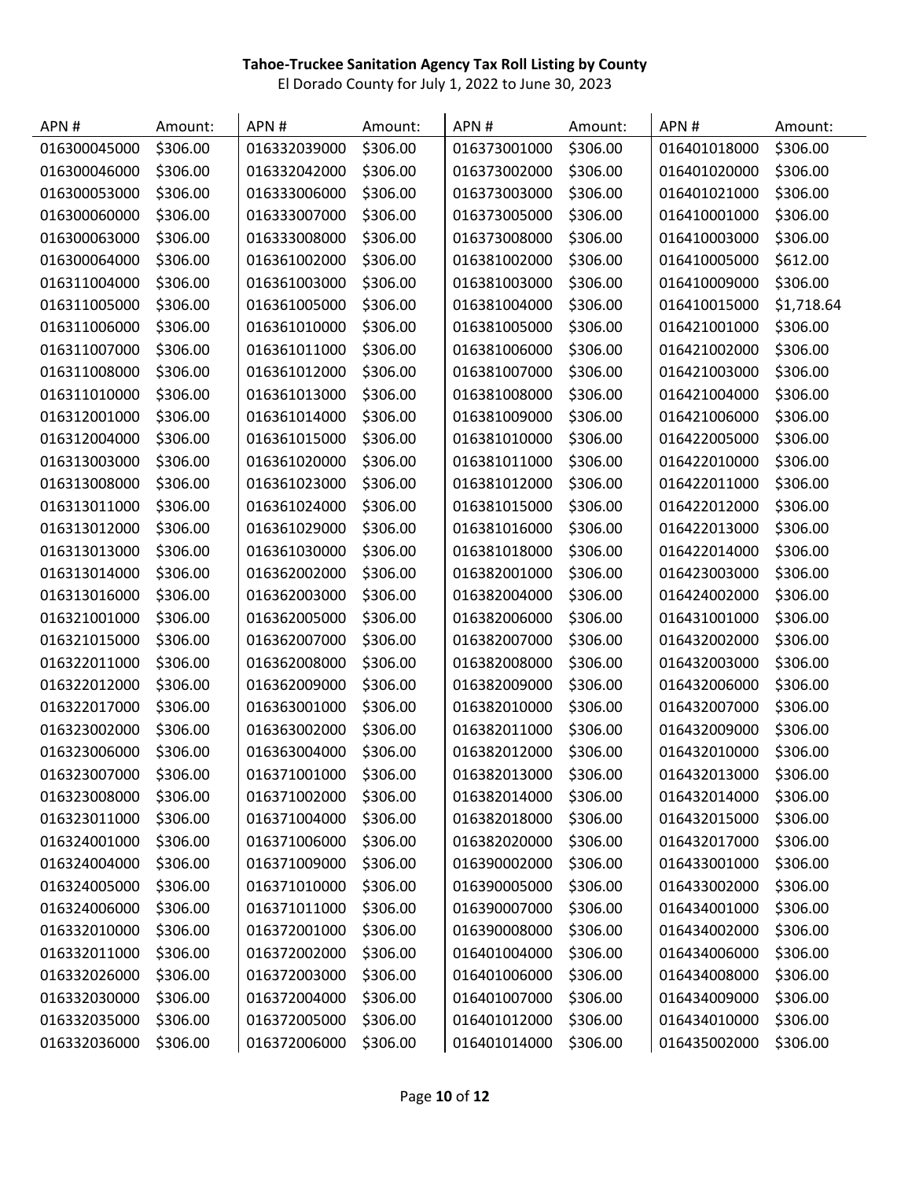**Tahoe-Truckee Sanitation Agency Tax Roll Listing by County**

El Dorado County for July 1, 2022 to June 30, 2023

| APN # | Amount: | APN # | Amount: | APN # | Amount: | APN # | Amount: |
|---|---|---|---|---|---|---|---|
| 016300045000 | $306.00 | 016332039000 | $306.00 | 016373001000 | $306.00 | 016401018000 | $306.00 |
| 016300046000 | $306.00 | 016332042000 | $306.00 | 016373002000 | $306.00 | 016401020000 | $306.00 |
| 016300053000 | $306.00 | 016333006000 | $306.00 | 016373003000 | $306.00 | 016401021000 | $306.00 |
| 016300060000 | $306.00 | 016333007000 | $306.00 | 016373005000 | $306.00 | 016410001000 | $306.00 |
| 016300063000 | $306.00 | 016333008000 | $306.00 | 016373008000 | $306.00 | 016410003000 | $306.00 |
| 016300064000 | $306.00 | 016361002000 | $306.00 | 016381002000 | $306.00 | 016410005000 | $612.00 |
| 016311004000 | $306.00 | 016361003000 | $306.00 | 016381003000 | $306.00 | 016410009000 | $306.00 |
| 016311005000 | $306.00 | 016361005000 | $306.00 | 016381004000 | $306.00 | 016410015000 | $1,718.64 |
| 016311006000 | $306.00 | 016361010000 | $306.00 | 016381005000 | $306.00 | 016421001000 | $306.00 |
| 016311007000 | $306.00 | 016361011000 | $306.00 | 016381006000 | $306.00 | 016421002000 | $306.00 |
| 016311008000 | $306.00 | 016361012000 | $306.00 | 016381007000 | $306.00 | 016421003000 | $306.00 |
| 016311010000 | $306.00 | 016361013000 | $306.00 | 016381008000 | $306.00 | 016421004000 | $306.00 |
| 016312001000 | $306.00 | 016361014000 | $306.00 | 016381009000 | $306.00 | 016421006000 | $306.00 |
| 016312004000 | $306.00 | 016361015000 | $306.00 | 016381010000 | $306.00 | 016422005000 | $306.00 |
| 016313003000 | $306.00 | 016361020000 | $306.00 | 016381011000 | $306.00 | 016422010000 | $306.00 |
| 016313008000 | $306.00 | 016361023000 | $306.00 | 016381012000 | $306.00 | 016422011000 | $306.00 |
| 016313011000 | $306.00 | 016361024000 | $306.00 | 016381015000 | $306.00 | 016422012000 | $306.00 |
| 016313012000 | $306.00 | 016361029000 | $306.00 | 016381016000 | $306.00 | 016422013000 | $306.00 |
| 016313013000 | $306.00 | 016361030000 | $306.00 | 016381018000 | $306.00 | 016422014000 | $306.00 |
| 016313014000 | $306.00 | 016362002000 | $306.00 | 016382001000 | $306.00 | 016423003000 | $306.00 |
| 016313016000 | $306.00 | 016362003000 | $306.00 | 016382004000 | $306.00 | 016424002000 | $306.00 |
| 016321001000 | $306.00 | 016362005000 | $306.00 | 016382006000 | $306.00 | 016431001000 | $306.00 |
| 016321015000 | $306.00 | 016362007000 | $306.00 | 016382007000 | $306.00 | 016432002000 | $306.00 |
| 016322011000 | $306.00 | 016362008000 | $306.00 | 016382008000 | $306.00 | 016432003000 | $306.00 |
| 016322012000 | $306.00 | 016362009000 | $306.00 | 016382009000 | $306.00 | 016432006000 | $306.00 |
| 016322017000 | $306.00 | 016363001000 | $306.00 | 016382010000 | $306.00 | 016432007000 | $306.00 |
| 016323002000 | $306.00 | 016363002000 | $306.00 | 016382011000 | $306.00 | 016432009000 | $306.00 |
| 016323006000 | $306.00 | 016363004000 | $306.00 | 016382012000 | $306.00 | 016432010000 | $306.00 |
| 016323007000 | $306.00 | 016371001000 | $306.00 | 016382013000 | $306.00 | 016432013000 | $306.00 |
| 016323008000 | $306.00 | 016371002000 | $306.00 | 016382014000 | $306.00 | 016432014000 | $306.00 |
| 016323011000 | $306.00 | 016371004000 | $306.00 | 016382018000 | $306.00 | 016432015000 | $306.00 |
| 016324001000 | $306.00 | 016371006000 | $306.00 | 016382020000 | $306.00 | 016432017000 | $306.00 |
| 016324004000 | $306.00 | 016371009000 | $306.00 | 016390002000 | $306.00 | 016433001000 | $306.00 |
| 016324005000 | $306.00 | 016371010000 | $306.00 | 016390005000 | $306.00 | 016433002000 | $306.00 |
| 016324006000 | $306.00 | 016371011000 | $306.00 | 016390007000 | $306.00 | 016434001000 | $306.00 |
| 016332010000 | $306.00 | 016372001000 | $306.00 | 016390008000 | $306.00 | 016434002000 | $306.00 |
| 016332011000 | $306.00 | 016372002000 | $306.00 | 016401004000 | $306.00 | 016434006000 | $306.00 |
| 016332026000 | $306.00 | 016372003000 | $306.00 | 016401006000 | $306.00 | 016434008000 | $306.00 |
| 016332030000 | $306.00 | 016372004000 | $306.00 | 016401007000 | $306.00 | 016434009000 | $306.00 |
| 016332035000 | $306.00 | 016372005000 | $306.00 | 016401012000 | $306.00 | 016434010000 | $306.00 |
| 016332036000 | $306.00 | 016372006000 | $306.00 | 016401014000 | $306.00 | 016435002000 | $306.00 |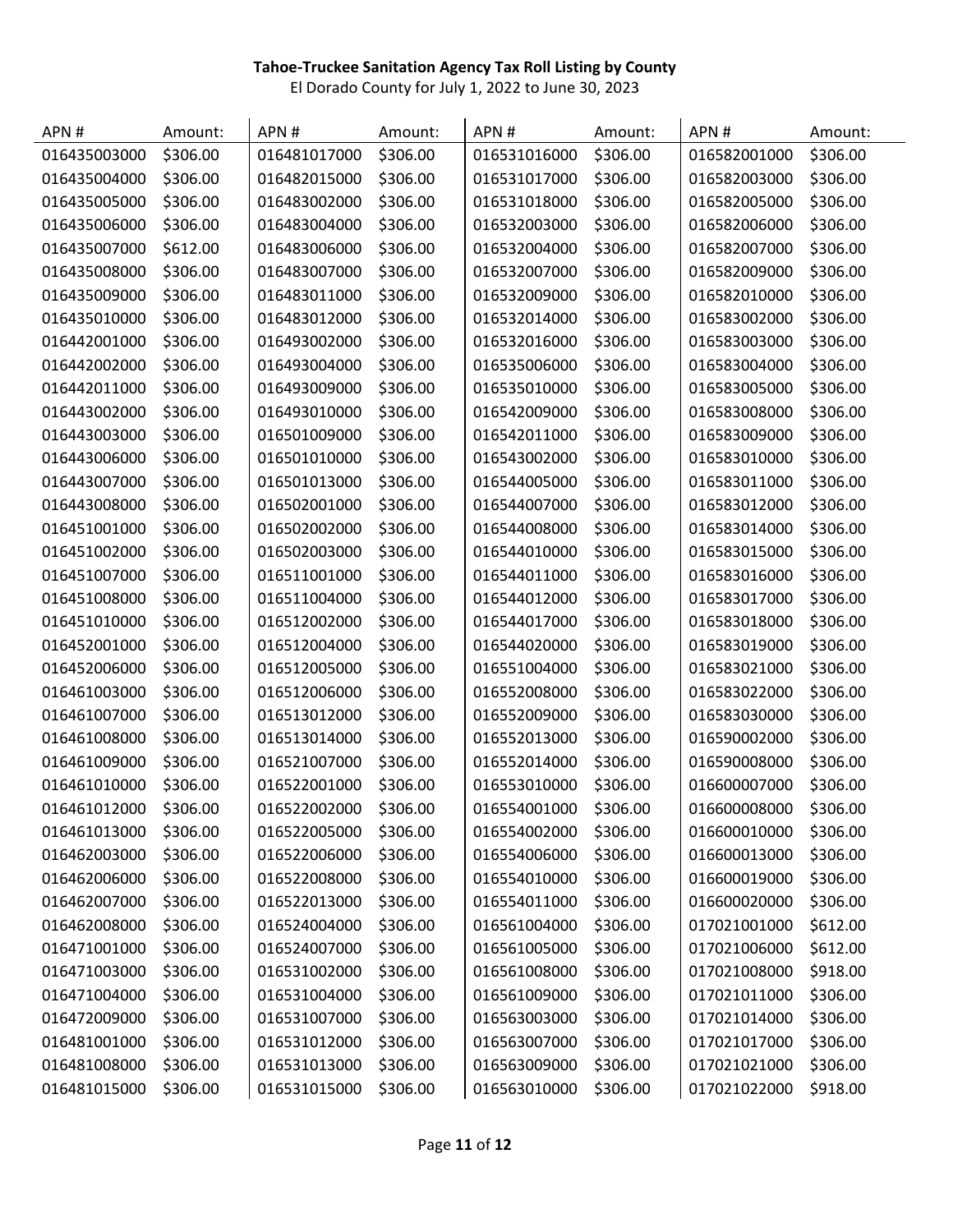**Tahoe-Truckee Sanitation Agency Tax Roll Listing by County**

El Dorado County for July 1, 2022 to June 30, 2023

| APN # | Amount: | APN # | Amount: | APN # | Amount: | APN # | Amount: |
|---|---|---|---|---|---|---|---|
| 016435003000 | $306.00 | 016481017000 | $306.00 | 016531016000 | $306.00 | 016582001000 | $306.00 |
| 016435004000 | $306.00 | 016482015000 | $306.00 | 016531017000 | $306.00 | 016582003000 | $306.00 |
| 016435005000 | $306.00 | 016483002000 | $306.00 | 016531018000 | $306.00 | 016582005000 | $306.00 |
| 016435006000 | $306.00 | 016483004000 | $306.00 | 016532003000 | $306.00 | 016582006000 | $306.00 |
| 016435007000 | $612.00 | 016483006000 | $306.00 | 016532004000 | $306.00 | 016582007000 | $306.00 |
| 016435008000 | $306.00 | 016483007000 | $306.00 | 016532007000 | $306.00 | 016582009000 | $306.00 |
| 016435009000 | $306.00 | 016483011000 | $306.00 | 016532009000 | $306.00 | 016582010000 | $306.00 |
| 016435010000 | $306.00 | 016483012000 | $306.00 | 016532014000 | $306.00 | 016583002000 | $306.00 |
| 016442001000 | $306.00 | 016493002000 | $306.00 | 016532016000 | $306.00 | 016583003000 | $306.00 |
| 016442002000 | $306.00 | 016493004000 | $306.00 | 016535006000 | $306.00 | 016583004000 | $306.00 |
| 016442011000 | $306.00 | 016493009000 | $306.00 | 016535010000 | $306.00 | 016583005000 | $306.00 |
| 016443002000 | $306.00 | 016493010000 | $306.00 | 016542009000 | $306.00 | 016583008000 | $306.00 |
| 016443003000 | $306.00 | 016501009000 | $306.00 | 016542011000 | $306.00 | 016583009000 | $306.00 |
| 016443006000 | $306.00 | 016501010000 | $306.00 | 016543002000 | $306.00 | 016583010000 | $306.00 |
| 016443007000 | $306.00 | 016501013000 | $306.00 | 016544005000 | $306.00 | 016583011000 | $306.00 |
| 016443008000 | $306.00 | 016502001000 | $306.00 | 016544007000 | $306.00 | 016583012000 | $306.00 |
| 016451001000 | $306.00 | 016502002000 | $306.00 | 016544008000 | $306.00 | 016583014000 | $306.00 |
| 016451002000 | $306.00 | 016502003000 | $306.00 | 016544010000 | $306.00 | 016583015000 | $306.00 |
| 016451007000 | $306.00 | 016511001000 | $306.00 | 016544011000 | $306.00 | 016583016000 | $306.00 |
| 016451008000 | $306.00 | 016511004000 | $306.00 | 016544012000 | $306.00 | 016583017000 | $306.00 |
| 016451010000 | $306.00 | 016512002000 | $306.00 | 016544017000 | $306.00 | 016583018000 | $306.00 |
| 016452001000 | $306.00 | 016512004000 | $306.00 | 016544020000 | $306.00 | 016583019000 | $306.00 |
| 016452006000 | $306.00 | 016512005000 | $306.00 | 016551004000 | $306.00 | 016583021000 | $306.00 |
| 016461003000 | $306.00 | 016512006000 | $306.00 | 016552008000 | $306.00 | 016583022000 | $306.00 |
| 016461007000 | $306.00 | 016513012000 | $306.00 | 016552009000 | $306.00 | 016583030000 | $306.00 |
| 016461008000 | $306.00 | 016513014000 | $306.00 | 016552013000 | $306.00 | 016590002000 | $306.00 |
| 016461009000 | $306.00 | 016521007000 | $306.00 | 016552014000 | $306.00 | 016590008000 | $306.00 |
| 016461010000 | $306.00 | 016522001000 | $306.00 | 016553010000 | $306.00 | 016600007000 | $306.00 |
| 016461012000 | $306.00 | 016522002000 | $306.00 | 016554001000 | $306.00 | 016600008000 | $306.00 |
| 016461013000 | $306.00 | 016522005000 | $306.00 | 016554002000 | $306.00 | 016600010000 | $306.00 |
| 016462003000 | $306.00 | 016522006000 | $306.00 | 016554006000 | $306.00 | 016600013000 | $306.00 |
| 016462006000 | $306.00 | 016522008000 | $306.00 | 016554010000 | $306.00 | 016600019000 | $306.00 |
| 016462007000 | $306.00 | 016522013000 | $306.00 | 016554011000 | $306.00 | 016600020000 | $306.00 |
| 016462008000 | $306.00 | 016524004000 | $306.00 | 016561004000 | $306.00 | 017021001000 | $612.00 |
| 016471001000 | $306.00 | 016524007000 | $306.00 | 016561005000 | $306.00 | 017021006000 | $612.00 |
| 016471003000 | $306.00 | 016531002000 | $306.00 | 016561008000 | $306.00 | 017021008000 | $918.00 |
| 016471004000 | $306.00 | 016531004000 | $306.00 | 016561009000 | $306.00 | 017021011000 | $306.00 |
| 016472009000 | $306.00 | 016531007000 | $306.00 | 016563003000 | $306.00 | 017021014000 | $306.00 |
| 016481001000 | $306.00 | 016531012000 | $306.00 | 016563007000 | $306.00 | 017021017000 | $306.00 |
| 016481008000 | $306.00 | 016531013000 | $306.00 | 016563009000 | $306.00 | 017021021000 | $306.00 |
| 016481015000 | $306.00 | 016531015000 | $306.00 | 016563010000 | $306.00 | 017021022000 | $918.00 |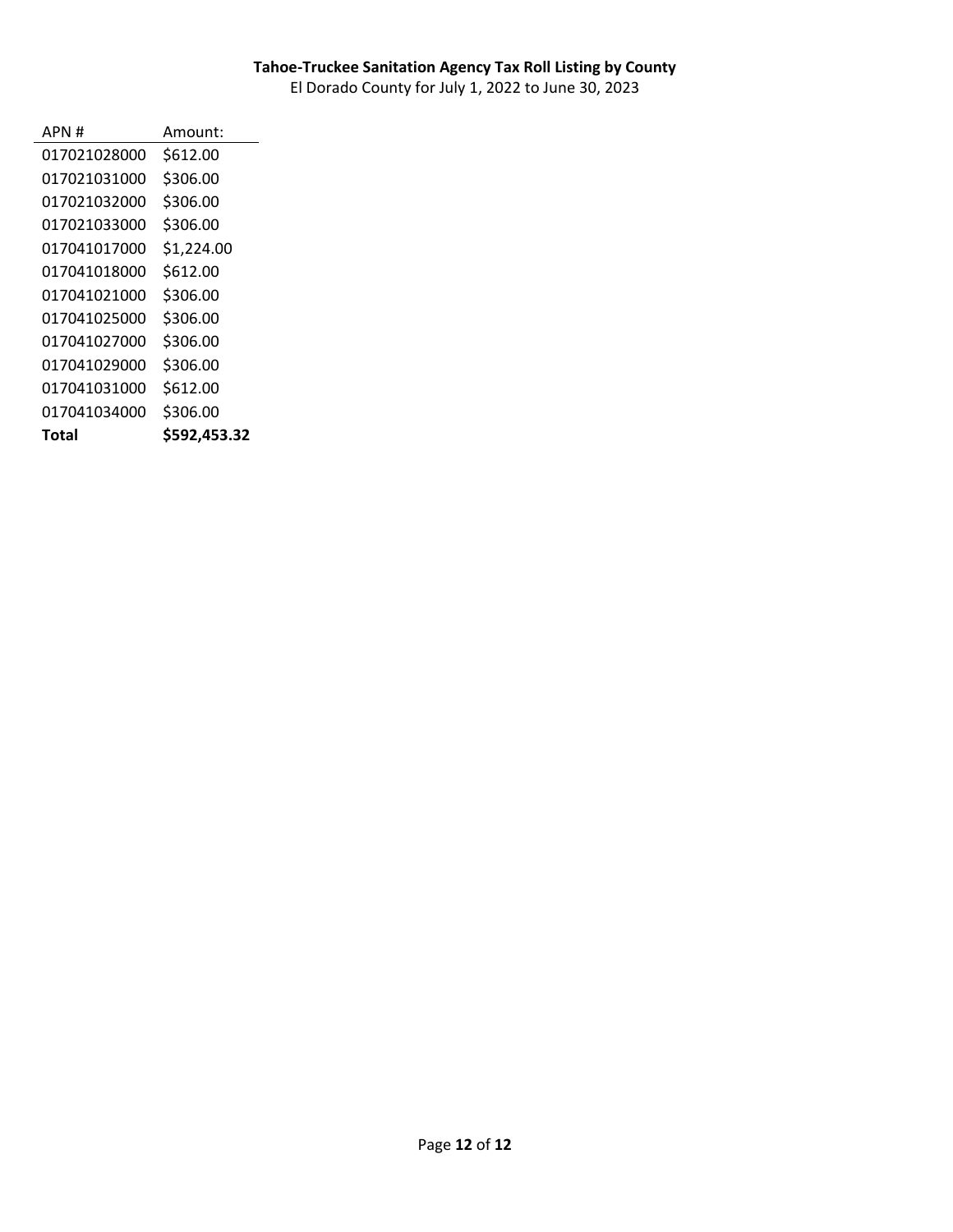**Tahoe-Truckee Sanitation Agency Tax Roll Listing by County**

El Dorado County for July 1, 2022 to June 30, 2023

| APN # | Amount: |
|---|---|
| 017021028000 | $612.00 |
| 017021031000 | $306.00 |
| 017021032000 | $306.00 |
| 017021033000 | $306.00 |
| 017041017000 | $1,224.00 |
| 017041018000 | $612.00 |
| 017041021000 | $306.00 |
| 017041025000 | $306.00 |
| 017041027000 | $306.00 |
| 017041029000 | $306.00 |
| 017041031000 | $612.00 |
| 017041034000 | $306.00 |
| **Total** | **$592,453.32** |